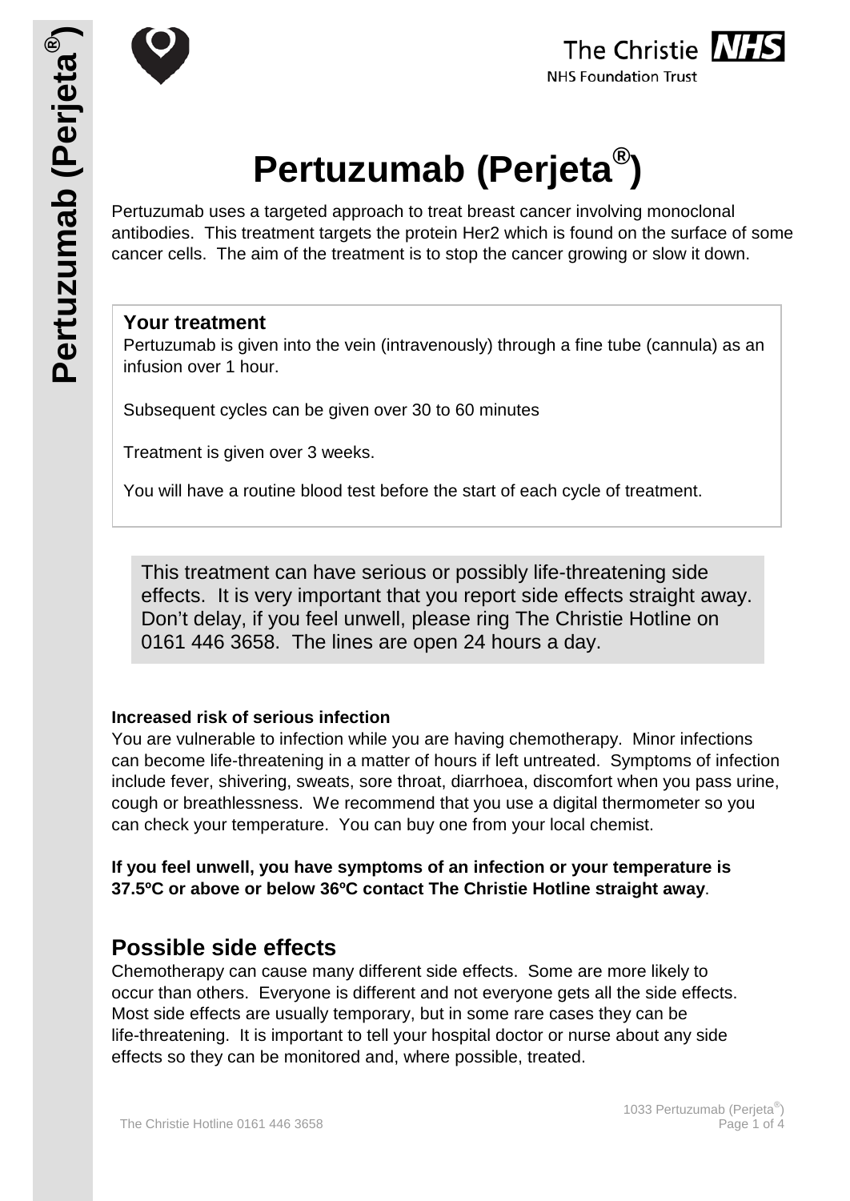# Pertuzumab (Perjeta®)

Pertuzumab uses a targeted approach to treat breast cancer involving monoclonal antibodies. This treatment targets the protein Her2 which is found on the surface of some cancer cells. The aim of the treatment is to stop the cancer growing or slow it down.

### Your treatment

Pertuzumab is given into the vein (intravenously) through a fine tube (cannula) as an infusion over 1 hour.

Subsequent cycles can be given over 30 to 60 minutes

Treatment is given over 3 weeks.

You will have a routine blood test before the start of each cycle of treatment.

This treatment can have serious or possibly life-threatening side effects. It is very important that you report side effects straight away. Don't delay, if you feel unwell, please ring The Christie Hotline on 0161 446 3658. The lines are open 24 hours a day.

**Increased risk of serious infection**

You are vulnerable to infection while you are having chemotherapy. Minor infections can become life-threatening in a matter of hours if left untreated. Symptoms of infection include fever, shivering, sweats, sore throat, diarrhoea, discomfort when you pass urine, cough or breathlessness. We recommend that you use a digital thermometer so you can check your temperature. You can buy one from your local chemist.

**If you feel unwell, you have symptoms of an infection or your temperature is 37.5ºC or above or below 36ºC contact The Christie Hotline straight away**.

## Possible side effects

Chemotherapy can cause many different side effects. Some are more likely to occur than others. Everyone is different and not everyone gets all the side effects. Most side effects are usually temporary, but in some rare cases they can be life-threatening. It is important to tell your hospital doctor or nurse about any side effects so they can be monitored and, where possible, treated.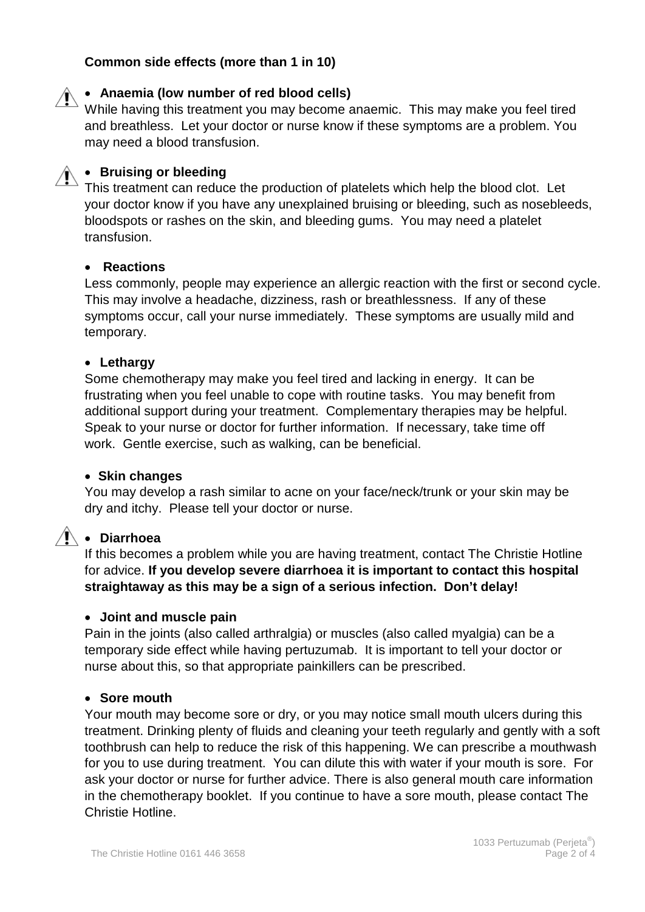**Common side effects (more than 1 in 10)**

- **Anaemia (low number of red blood cells)**

While having this treatment you may become anaemic. This may make you feel tired and breathless. Let your doctor or nurse know if these symptoms are a problem. You may need a blood transfusion.

- **Bruising or bleeding**

This treatment can reduce the production of platelets which help the blood clot. Let your doctor know if you have any unexplained bruising or bleeding, such as nosebleeds, bloodspots or rashes on the skin, and bleeding gums. You may need a platelet transfusion.

- **Reactions**

Less commonly, people may experience an allergic reaction with the first or second cycle. This may involve a headache, dizziness, rash or breathlessness. If any of these symptoms occur, call your nurse immediately. These symptoms are usually mild and temporary.

- **Lethargy**

Some chemotherapy may make you feel tired and lacking in energy. It can be frustrating when you feel unable to cope with routine tasks. You may benefit from additional support during your treatment. Complementary therapies may be helpful. Speak to your nurse or doctor for further information. If necessary, take time off work. Gentle exercise, such as walking, can be beneficial.

- **Skin changes**

You may develop a rash similar to acne on your face/neck/trunk or your skin may be dry and itchy. Please tell your doctor or nurse.

- **Diarrhoea**

If this becomes a problem while you are having treatment, contact The Christie Hotline for advice. **If you develop severe diarrhoea it is important to contact this hospital straightaway as this may be a sign of a serious infection. Don't delay!**

- **Joint and muscle pain**

Pain in the joints (also called arthralgia) or muscles (also called myalgia) can be a temporary side effect while having pertuzumab. It is important to tell your doctor or nurse about this, so that appropriate painkillers can be prescribed.

- **Sore mouth**

Your mouth may become sore or dry, or you may notice small mouth ulcers during this treatment. Drinking plenty of fluids and cleaning your teeth regularly and gently with a soft toothbrush can help to reduce the risk of this happening. We can prescribe a mouthwash for you to use during treatment. You can dilute this with water if your mouth is sore. For ask your doctor or nurse for further advice. There is also general mouth care information in the chemotherapy booklet. If you continue to have a sore mouth, please contact The Christie Hotline.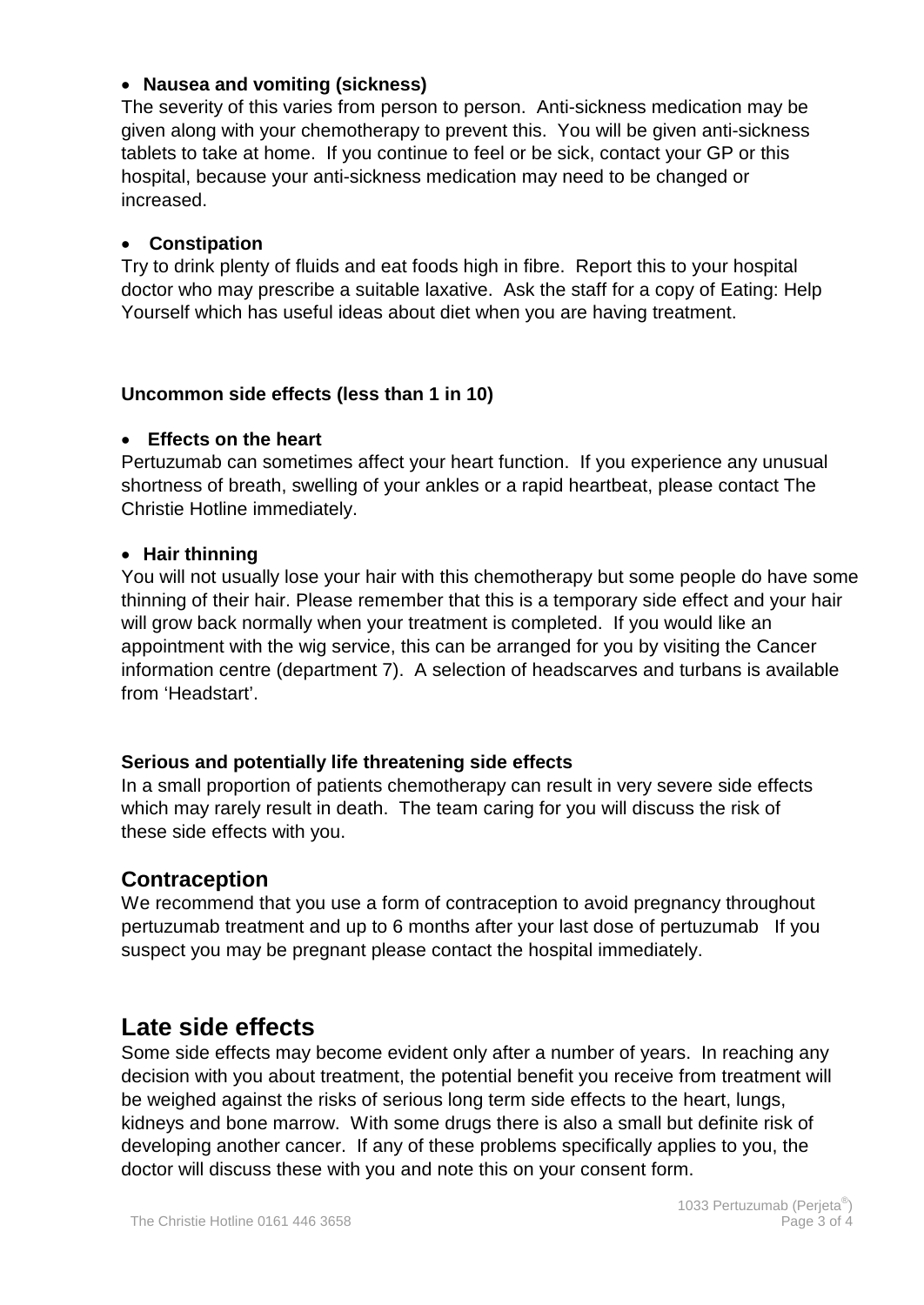- **Nausea and vomiting (sickness)**

The severity of this varies from person to person. Anti-sickness medication may be given along with your chemotherapy to prevent this. You will be given anti-sickness tablets to take at home. If you continue to feel or be sick, contact your GP or this hospital, because your anti-sickness medication may need to be changed or increased.

- **Constipation**

Try to drink plenty of fluids and eat foods high in fibre. Report this to your hospital doctor who may prescribe a suitable laxative. Ask the staff for a copy of Eating: Help Yourself which has useful ideas about diet when you are having treatment.

**Uncommon side effects (less than 1 in 10)**

- **Effects on the heart**

Pertuzumab can sometimes affect your heart function. If you experience any unusual shortness of breath, swelling of your ankles or a rapid heartbeat, please contact The Christie Hotline immediately.

- **Hair thinning**

You will not usually lose your hair with this chemotherapy but some people do have some thinning of their hair. Please remember that this is a temporary side effect and your hair will grow back normally when your treatment is completed. If you would like an appointment with the wig service, this can be arranged for you by visiting the Cancer information centre (department 7). A selection of headscarves and turbans is available from 'Headstart'.

**Serious and potentially life threatening side effects**

In a small proportion of patients chemotherapy can result in very severe side effects which may rarely result in death. The team caring for you will discuss the risk of these side effects with you.

## Contraception

We recommend that you use a form of contraception to avoid pregnancy throughout pertuzumab treatment and up to 6 months after your last dose of pertuzumab If you suspect you may be pregnant please contact the hospital immediately.

# Late side effects

Some side effects may become evident only after a number of years. In reaching any decision with you about treatment, the potential benefit you receive from treatment will be weighed against the risks of serious long term side effects to the heart, lungs, kidneys and bone marrow. With some drugs there is also a small but definite risk of developing another cancer. If any of these problems specifically applies to you, the doctor will discuss these with you and note this on your consent form.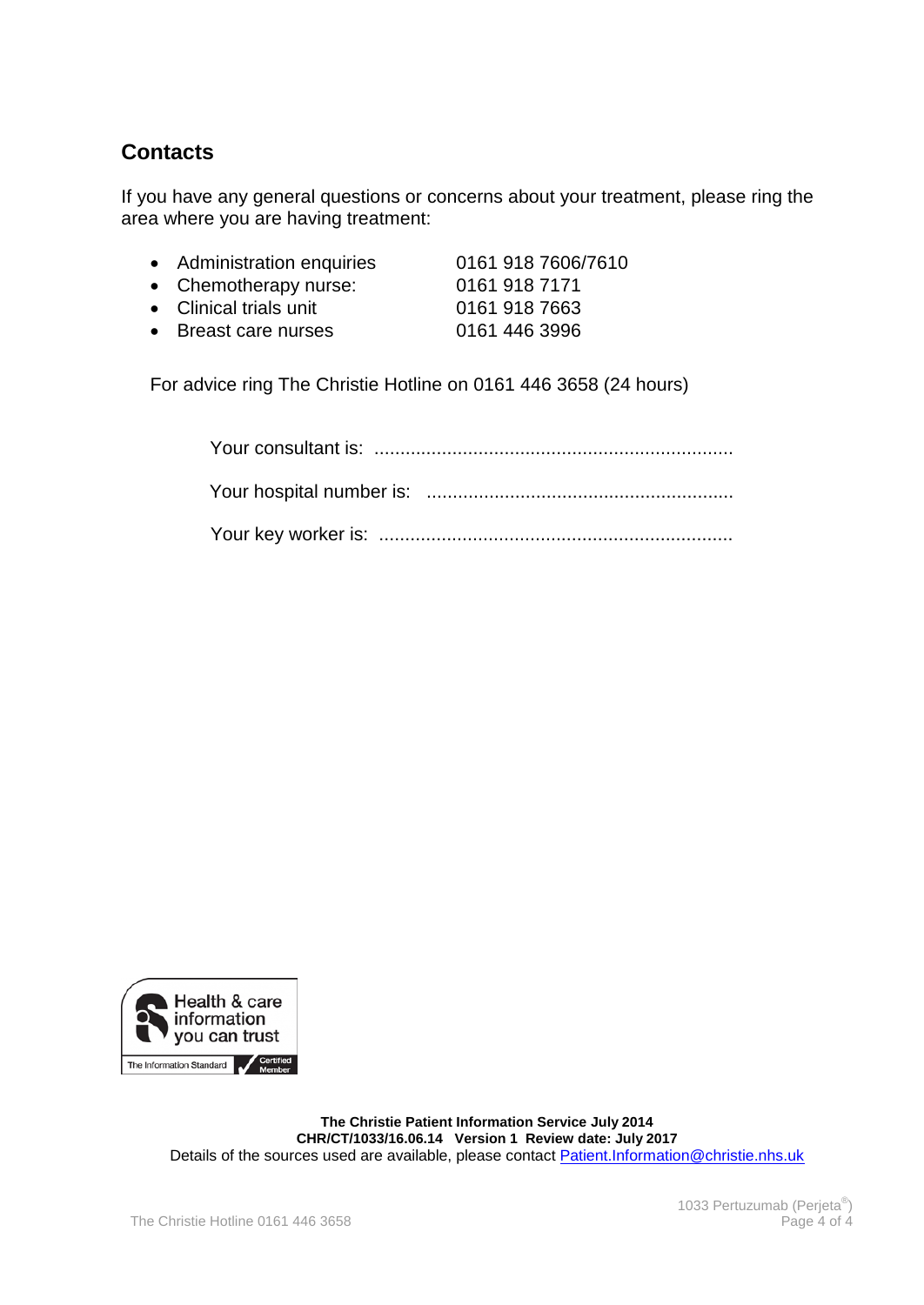## Contacts

If you have any general questions or concerns about your treatment, please ring the area where you are having treatment:

- Administration enquiries 0161 918 7606/7610
- Chemotherapy nurse: 0161 918 7171
- Clinical trials unit 0161 918 7663
- Breast care nurses 0161 446 3996

For advice ring The Christie Hotline on 0161 446 3658 (24 hours)

Your consultant is: ....................................................................

Your hospital number is: ..........................................................

Your key worker is: ...................................................................

Health & care information you can trust
The Information Standard Certified Member

**The Christie Patient Information Service July 2014**
**CHR/CT/1033/16.06.14 Version 1 Review date: July 2017**
Details of the sources used are available, please contact Patient.Information@christie.nhs.uk